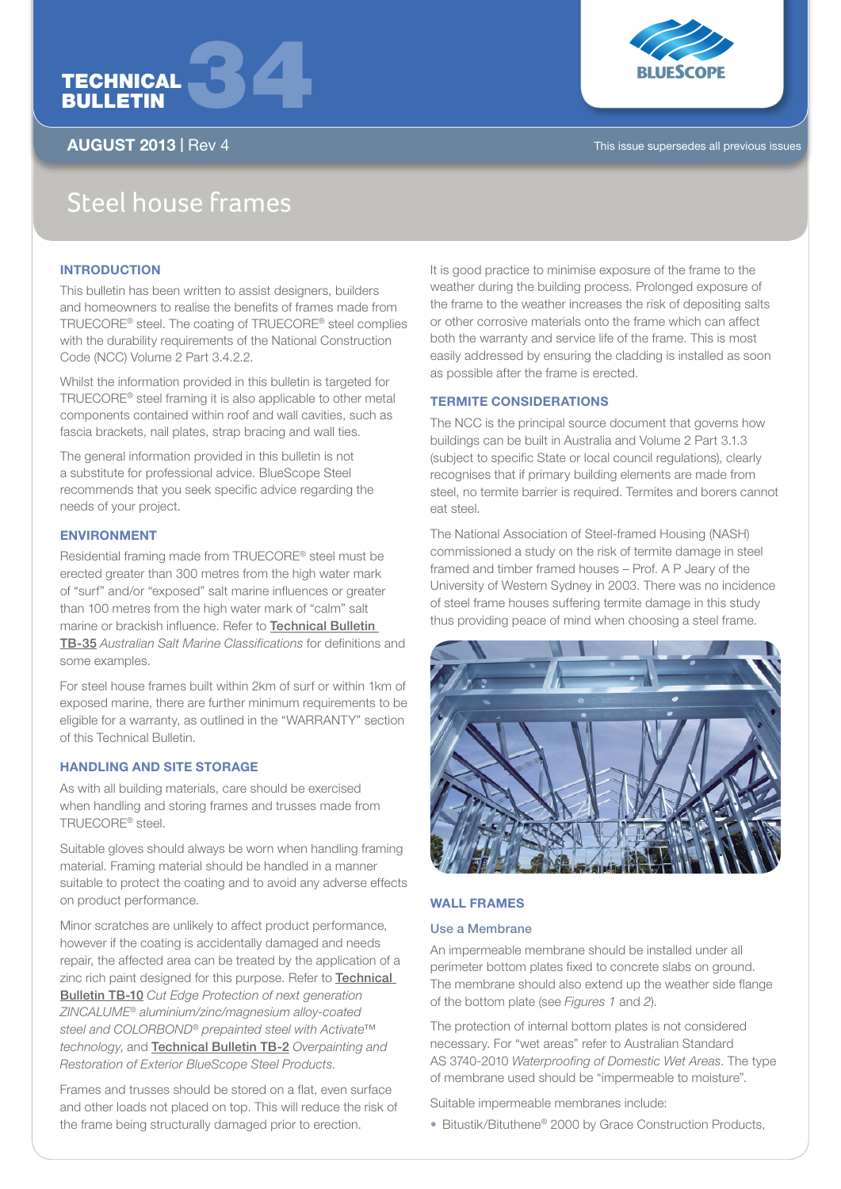# TECHNICAL BULLETIN 34

**AUGUST 2013** | Rev 4

This issue supersedes all previous issues

# Steel house frames

## INTRODUCTION

This bulletin has been written to assist designers, builders and homeowners to realise the benefits of frames made from TRUECORE® steel. The coating of TRUECORE® steel complies with the durability requirements of the National Construction Code (NCC) Volume 2 Part 3.4.2.2.

Whilst the information provided in this bulletin is targeted for TRUECORE® steel framing it is also applicable to other metal components contained within roof and wall cavities, such as fascia brackets, nail plates, strap bracing and wall ties.

The general information provided in this bulletin is not a substitute for professional advice. BlueScope Steel recommends that you seek specific advice regarding the needs of your project.

## ENVIRONMENT

Residential framing made from TRUECORE® steel must be erected greater than 300 metres from the high water mark of "surf" and/or "exposed" salt marine influences or greater than 100 metres from the high water mark of "calm" salt marine or brackish influence. Refer to Technical Bulletin TB-35 *Australian Salt Marine Classifications* for definitions and some examples.

For steel house frames built within 2km of surf or within 1km of exposed marine, there are further minimum requirements to be eligible for a warranty, as outlined in the "WARRANTY" section of this Technical Bulletin.

## HANDLING AND SITE STORAGE

As with all building materials, care should be exercised when handling and storing frames and trusses made from TRUECORE® steel.

Suitable gloves should always be worn when handling framing material. Framing material should be handled in a manner suitable to protect the coating and to avoid any adverse effects on product performance.

Minor scratches are unlikely to affect product performance, however if the coating is accidentally damaged and needs repair, the affected area can be treated by the application of a zinc rich paint designed for this purpose. Refer to Technical Bulletin TB-10 *Cut Edge Protection of next generation ZINCALUME® aluminium/zinc/magnesium alloy-coated steel and COLORBOND® prepainted steel with Activate™ technology*, and Technical Bulletin TB-2 *Overpainting and Restoration of Exterior BlueScope Steel Products*.

Frames and trusses should be stored on a flat, even surface and other loads not placed on top. This will reduce the risk of the frame being structurally damaged prior to erection.

It is good practice to minimise exposure of the frame to the weather during the building process. Prolonged exposure of the frame to the weather increases the risk of depositing salts or other corrosive materials onto the frame which can affect both the warranty and service life of the frame. This is most easily addressed by ensuring the cladding is installed as soon as possible after the frame is erected.

## TERMITE CONSIDERATIONS

The NCC is the principal source document that governs how buildings can be built in Australia and Volume 2 Part 3.1.3 (subject to specific State or local council regulations), clearly recognises that if primary building elements are made from steel, no termite barrier is required. Termites and borers cannot eat steel.

The National Association of Steel-framed Housing (NASH) commissioned a study on the risk of termite damage in steel framed and timber framed houses – Prof. A P Jeary of the University of Western Sydney in 2003. There was no incidence of steel frame houses suffering termite damage in this study thus providing peace of mind when choosing a steel frame.

## WALL FRAMES

### Use a Membrane

An impermeable membrane should be installed under all perimeter bottom plates fixed to concrete slabs on ground. The membrane should also extend up the weather side flange of the bottom plate (see *Figures 1* and *2*).

The protection of internal bottom plates is not considered necessary. For "wet areas" refer to Australian Standard AS 3740-2010 *Waterproofing of Domestic Wet Areas*. The type of membrane used should be "impermeable to moisture".

Suitable impermeable membranes include:

- Bitustik/Bituthene® 2000 by Grace Construction Products,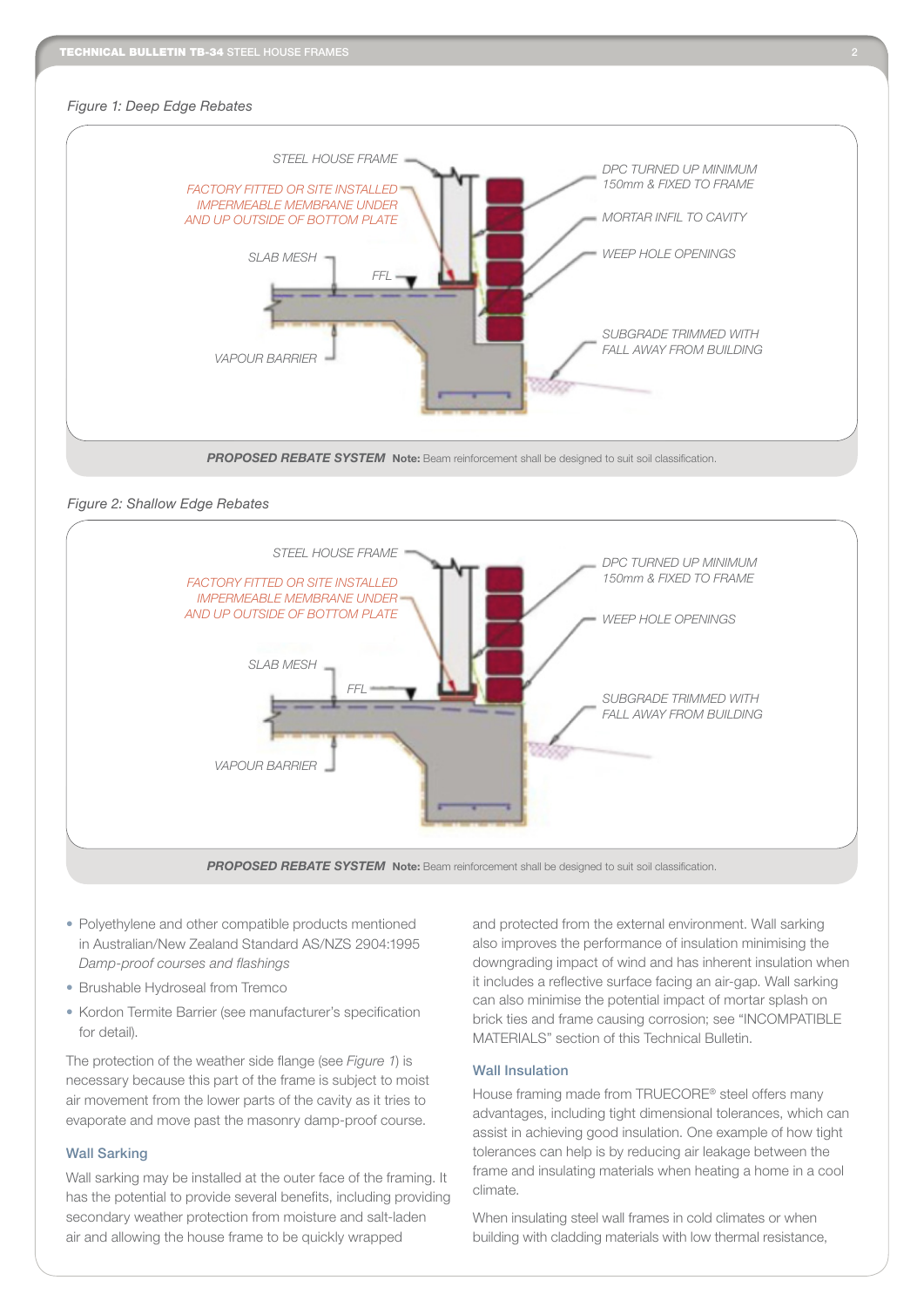*Figure 1: Deep Edge Rebates*

STEEL HOUSE FRAME

FACTORY FITTED OR SITE INSTALLED IMPERMEABLE MEMBRANE UNDER AND UP OUTSIDE OF BOTTOM PLATE

SLAB MESH

FFL

VAPOUR BARRIER

DPC TURNED UP MINIMUM 150mm & FIXED TO FRAME

MORTAR INFIL TO CAVITY

WEEP HOLE OPENINGS

SUBGRADE TRIMMED WITH FALL AWAY FROM BUILDING

***PROPOSED REBATE SYSTEM*** **Note:** Beam reinforcement shall be designed to suit soil classification.

*Figure 2: Shallow Edge Rebates*

STEEL HOUSE FRAME

FACTORY FITTED OR SITE INSTALLED IMPERMEABLE MEMBRANE UNDER AND UP OUTSIDE OF BOTTOM PLATE

SLAB MESH

FFL

VAPOUR BARRIER

DPC TURNED UP MINIMUM 150mm & FIXED TO FRAME

WEEP HOLE OPENINGS

SUBGRADE TRIMMED WITH FALL AWAY FROM BUILDING

***PROPOSED REBATE SYSTEM*** **Note:** Beam reinforcement shall be designed to suit soil classification.

- Polyethylene and other compatible products mentioned in Australian/New Zealand Standard AS/NZS 2904:1995 *Damp-proof courses and flashings*
- Brushable Hydroseal from Tremco
- Kordon Termite Barrier (see manufacturer's specification for detail).

The protection of the weather side flange (see *Figure 1*) is necessary because this part of the frame is subject to moist air movement from the lower parts of the cavity as it tries to evaporate and move past the masonry damp-proof course.

### Wall Sarking

Wall sarking may be installed at the outer face of the framing. It has the potential to provide several benefits, including providing secondary weather protection from moisture and salt-laden air and allowing the house frame to be quickly wrapped and protected from the external environment. Wall sarking also improves the performance of insulation minimising the downgrading impact of wind and has inherent insulation when it includes a reflective surface facing an air-gap. Wall sarking can also minimise the potential impact of mortar splash on brick ties and frame causing corrosion; see "INCOMPATIBLE MATERIALS" section of this Technical Bulletin.

### Wall Insulation

House framing made from TRUECORE® steel offers many advantages, including tight dimensional tolerances, which can assist in achieving good insulation. One example of how tight tolerances can help is by reducing air leakage between the frame and insulating materials when heating a home in a cool climate.

When insulating steel wall frames in cold climates or when building with cladding materials with low thermal resistance,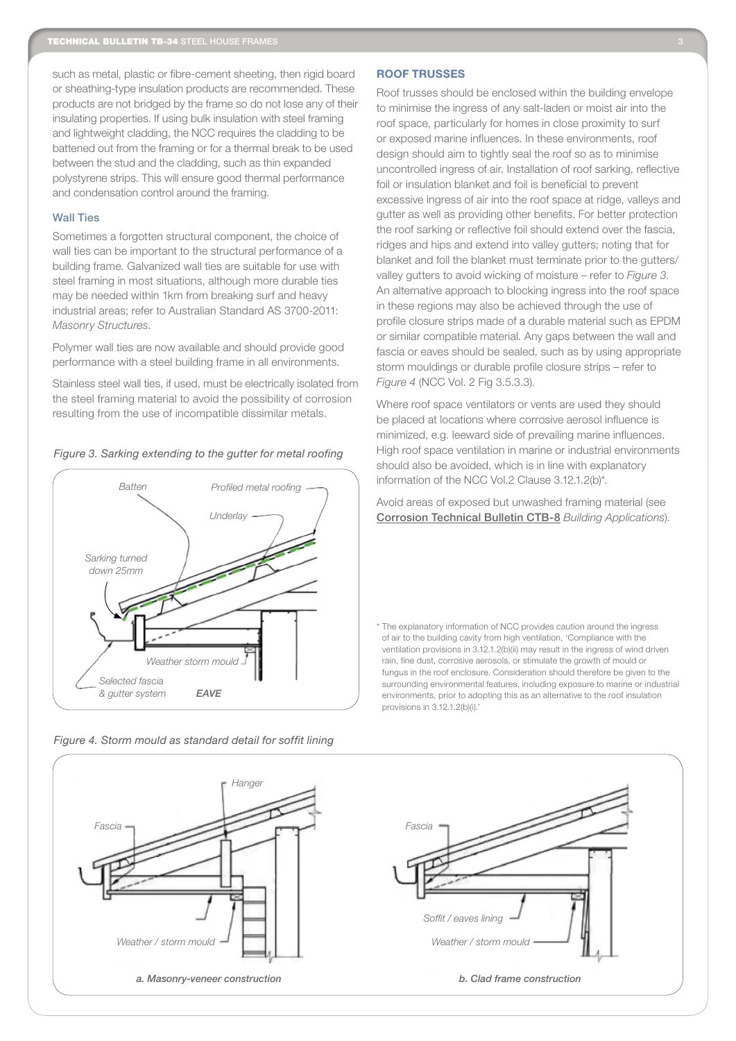such as metal, plastic or fibre-cement sheeting, then rigid board or sheathing-type insulation products are recommended. These products are not bridged by the frame so do not lose any of their insulating properties. If using bulk insulation with steel framing and lightweight cladding, the NCC requires the cladding to be battened out from the framing or for a thermal break to be used between the stud and the cladding, such as thin expanded polystyrene strips. This will ensure good thermal performance and condensation control around the framing.

### Wall Ties

Sometimes a forgotten structural component, the choice of wall ties can be important to the structural performance of a building frame. Galvanized wall ties are suitable for use with steel framing in most situations, although more durable ties may be needed within 1km from breaking surf and heavy industrial areas; refer to Australian Standard AS 3700-2011: *Masonry Structures.*

Polymer wall ties are now available and should provide good performance with a steel building frame in all environments.

Stainless steel wall ties, if used, must be electrically isolated from the steel framing material to avoid the possibility of corrosion resulting from the use of incompatible dissimilar metals.

*Figure 3. Sarking extending to the gutter for metal roofing*

## ROOF TRUSSES

Roof trusses should be enclosed within the building envelope to minimise the ingress of any salt-laden or moist air into the roof space, particularly for homes in close proximity to surf or exposed marine influences. In these environments, roof design should aim to tightly seal the roof so as to minimise uncontrolled ingress of air. Installation of roof sarking, reflective foil or insulation blanket and foil is beneficial to prevent excessive ingress of air into the roof space at ridge, valleys and gutter as well as providing other benefits. For better protection the roof sarking or reflective foil should extend over the fascia, ridges and hips and extend into valley gutters; noting that for blanket and foil the blanket must terminate prior to the gutters/valley gutters to avoid wicking of moisture – refer to *Figure 3*. An alternative approach to blocking ingress into the roof space in these regions may also be achieved through the use of profile closure strips made of a durable material such as EPDM or similar compatible material. Any gaps between the wall and fascia or eaves should be sealed, such as by using appropriate storm mouldings or durable profile closure strips – refer to *Figure 4* (NCC Vol. 2 Fig 3.5.3.3).

Where roof space ventilators or vents are used they should be placed at locations where corrosive aerosol influence is minimized, e.g. leeward side of prevailing marine influences. High roof space ventilation in marine or industrial environments should also be avoided, which is in line with explanatory information of the NCC Vol.2 Clause 3.12.1.2(b)*.

Avoid areas of exposed but unwashed framing material (see Corrosion Technical Bulletin CTB-8 *Building Applications*).

\* The explanatory information of NCC provides caution around the ingress of air to the building cavity from high ventilation, 'Compliance with the ventilation provisions in 3.12.1.2(b)(ii) may result in the ingress of wind driven rain, fine dust, corrosive aerosols, or stimulate the growth of mould or fungus in the roof enclosure. Consideration should therefore be given to the surrounding environmental features, including exposure to marine or industrial environments, prior to adopting this as an alternative to the roof insulation provisions in 3.12.1.2(b)(i).'

*Figure 4. Storm mould as standard detail for soffit lining*

a. Masonry-veneer construction

b. Clad frame construction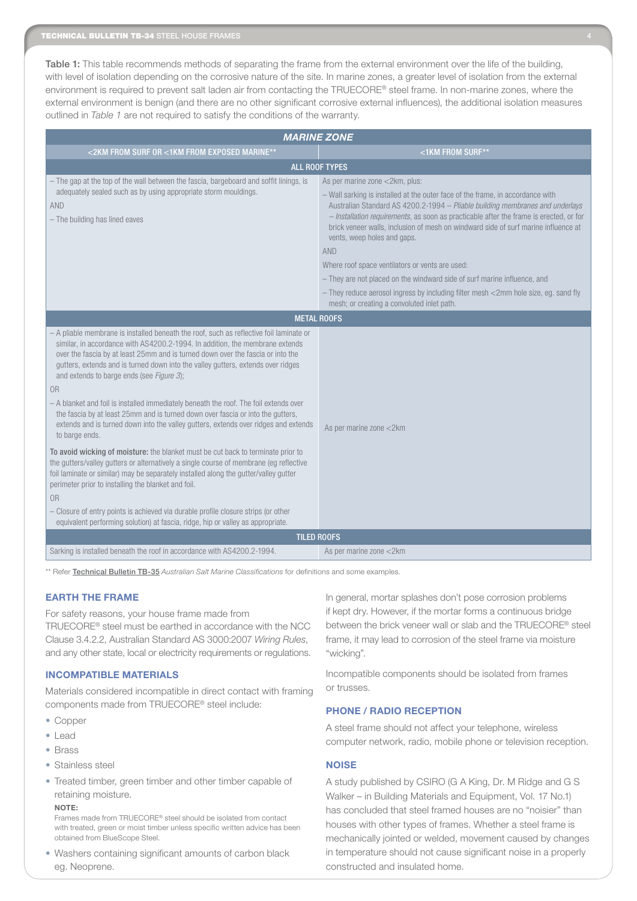**Table 1:** This table recommends methods of separating the frame from the external environment over the life of the building, with level of isolation depending on the corrosive nature of the site. In marine zones, a greater level of isolation from the external environment is required to prevent salt laden air from contacting the TRUECORE® steel frame. In non-marine zones, where the external environment is benign (and there are no other significant corrosive external influences), the additional isolation measures outlined in *Table 1* are not required to satisfy the conditions of the warranty.

| ***MARINE ZONE*** | |
|---|---|
| <2KM FROM SURF OR <1KM FROM EXPOSED MARINE** | <1KM FROM SURF** |
| **ALL ROOF TYPES** | |
| – The gap at the top of the wall between the fascia, bargeboard and soffit linings, is adequately sealed such as by using appropriate storm mouldings.<br>AND<br>– The building has lined eaves | As per marine zone <2km, plus:<br>– Wall sarking is installed at the outer face of the frame, in accordance with Australian Standard AS 4200.2-1994 – *Pliable building membranes and underlays – Installation requirements*, as soon as practicable after the frame is erected, or for brick veneer walls, inclusion of mesh on windward side of surf marine influence at vents, weep holes and gaps.<br>AND<br>Where roof space ventilators or vents are used:<br>– They are not placed on the windward side of surf marine influence, and<br>– They reduce aerosol ingress by including filter mesh <2mm hole size, eg. sand fly mesh; or creating a convoluted inlet path. |
| **METAL ROOFS** | |
| – A pliable membrane is installed beneath the roof, such as reflective foil laminate or similar, in accordance with AS4200.2-1994. In addition, the membrane extends over the fascia by at least 25mm and is turned down over the fascia or into the gutters, extends and is turned down into the valley gutters, extends over ridges and extends to barge ends (see *Figure 3*);<br>OR<br>– A blanket and foil is installed immediately beneath the roof. The foil extends over the fascia by at least 25mm and is turned down over fascia or into the gutters, extends and is turned down into the valley gutters, extends over ridges and extends to barge ends.<br>**To avoid wicking of moisture:** the blanket must be cut back to terminate prior to the gutters/valley gutters or alternatively a single course of membrane (eg reflective foil laminate or similar) may be separately installed along the gutter/valley gutter perimeter prior to installing the blanket and foil.<br>OR<br>– Closure of entry points is achieved via durable profile closure strips (or other equivalent performing solution) at fascia, ridge, hip or valley as appropriate. | As per marine zone <2km |
| **TILED ROOFS** | |
| Sarking is installed beneath the roof in accordance with AS4200.2-1994. | As per marine zone <2km |

** Refer Technical Bulletin TB-35 *Australian Salt Marine Classifications* for definitions and some examples.

### EARTH THE FRAME

For safety reasons, your house frame made from TRUECORE® steel must be earthed in accordance with the NCC Clause 3.4.2.2, Australian Standard AS 3000:2007 *Wiring Rules*, and any other state, local or electricity requirements or regulations.

### INCOMPATIBLE MATERIALS

Materials considered incompatible in direct contact with framing components made from TRUECORE® steel include:

- Copper
- Lead
- Brass
- Stainless steel
- Treated timber, green timber and other timber capable of retaining moisture.

  **NOTE:**
  Frames made from TRUECORE® steel should be isolated from contact with treated, green or moist timber unless specific written advice has been obtained from BlueScope Steel.
- Washers containing significant amounts of carbon black eg. Neoprene.

In general, mortar splashes don't pose corrosion problems if kept dry. However, if the mortar forms a continuous bridge between the brick veneer wall or slab and the TRUECORE® steel frame, it may lead to corrosion of the steel frame via moisture "wicking".

Incompatible components should be isolated from frames or trusses.

### PHONE / RADIO RECEPTION

A steel frame should not affect your telephone, wireless computer network, radio, mobile phone or television reception.

### NOISE

A study published by CSIRO (G A King, Dr. M Ridge and G S Walker – in Building Materials and Equipment, Vol. 17 No.1) has concluded that steel framed houses are no "noisier" than houses with other types of frames. Whether a steel frame is mechanically jointed or welded, movement caused by changes in temperature should not cause significant noise in a properly constructed and insulated home.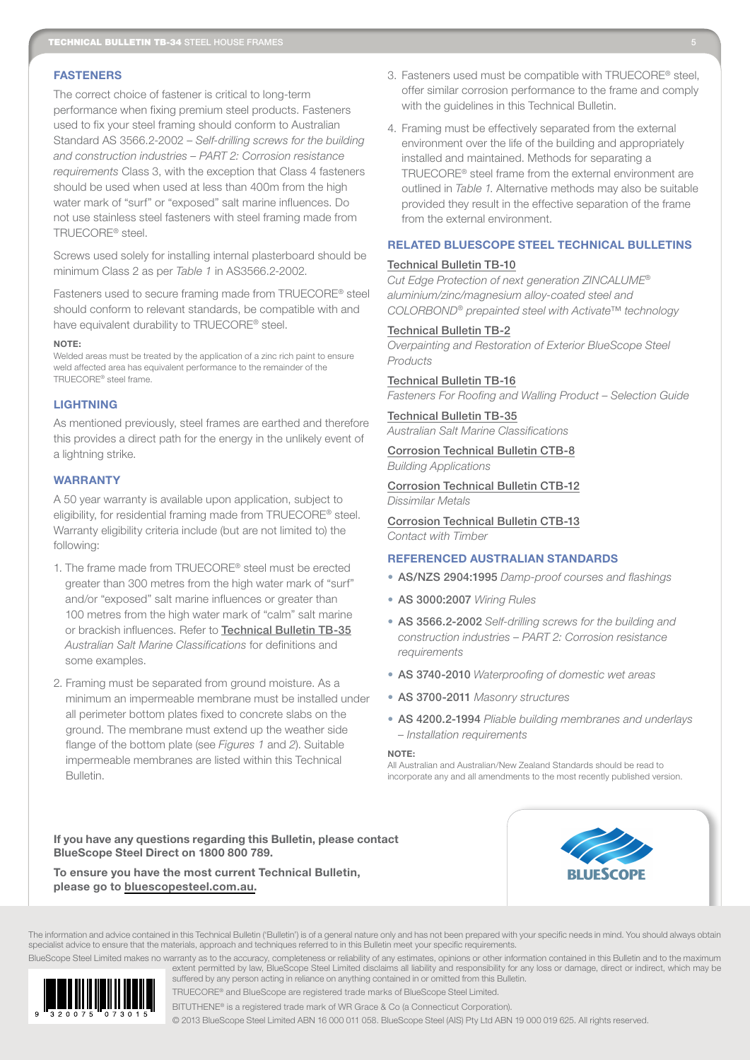## FASTENERS

The correct choice of fastener is critical to long-term performance when fixing premium steel products. Fasteners used to fix your steel framing should conform to Australian Standard AS 3566.2-2002 – *Self-drilling screws for the building and construction industries – PART 2: Corrosion resistance requirements* Class 3, with the exception that Class 4 fasteners should be used when used at less than 400m from the high water mark of "surf" or "exposed" salt marine influences. Do not use stainless steel fasteners with steel framing made from TRUECORE® steel.

Screws used solely for installing internal plasterboard should be minimum Class 2 as per *Table 1* in AS3566.2-2002.

Fasteners used to secure framing made from TRUECORE® steel should conform to relevant standards, be compatible with and have equivalent durability to TRUECORE® steel.

**NOTE:**
Welded areas must be treated by the application of a zinc rich paint to ensure weld affected area has equivalent performance to the remainder of the TRUECORE® steel frame.

## LIGHTNING

As mentioned previously, steel frames are earthed and therefore this provides a direct path for the energy in the unlikely event of a lightning strike.

## WARRANTY

A 50 year warranty is available upon application, subject to eligibility, for residential framing made from TRUECORE® steel. Warranty eligibility criteria include (but are not limited to) the following:

1. The frame made from TRUECORE® steel must be erected greater than 300 metres from the high water mark of "surf" and/or "exposed" salt marine influences or greater than 100 metres from the high water mark of "calm" salt marine or brackish influences. Refer to Technical Bulletin TB-35 *Australian Salt Marine Classifications* for definitions and some examples.
2. Framing must be separated from ground moisture. As a minimum an impermeable membrane must be installed under all perimeter bottom plates fixed to concrete slabs on the ground. The membrane must extend up the weather side flange of the bottom plate (see *Figures 1* and *2*). Suitable impermeable membranes are listed within this Technical Bulletin.
3. Fasteners used must be compatible with TRUECORE® steel, offer similar corrosion performance to the frame and comply with the guidelines in this Technical Bulletin.
4. Framing must be effectively separated from the external environment over the life of the building and appropriately installed and maintained. Methods for separating a TRUECORE® steel frame from the external environment are outlined in *Table 1*. Alternative methods may also be suitable provided they result in the effective separation of the frame from the external environment.

## RELATED BLUESCOPE STEEL TECHNICAL BULLETINS

Technical Bulletin TB-10
*Cut Edge Protection of next generation ZINCALUME® aluminium/zinc/magnesium alloy-coated steel and COLORBOND® prepainted steel with Activate™ technology*

Technical Bulletin TB-2
*Overpainting and Restoration of Exterior BlueScope Steel Products*

Technical Bulletin TB-16
*Fasteners For Roofing and Walling Product – Selection Guide*

Technical Bulletin TB-35
*Australian Salt Marine Classifications*

Corrosion Technical Bulletin CTB-8
*Building Applications*

Corrosion Technical Bulletin CTB-12
*Dissimilar Metals*

Corrosion Technical Bulletin CTB-13
*Contact with Timber*

## REFERENCED AUSTRALIAN STANDARDS

- AS/NZS 2904:1995 *Damp-proof courses and flashings*
- AS 3000:2007 *Wiring Rules*
- AS 3566.2-2002 *Self-drilling screws for the building and construction industries – PART 2: Corrosion resistance requirements*
- AS 3740-2010 *Waterproofing of domestic wet areas*
- AS 3700-2011 *Masonry structures*
- AS 4200.2-1994 *Pliable building membranes and underlays – Installation requirements*

**NOTE:**
All Australian and Australian/New Zealand Standards should be read to incorporate any and all amendments to the most recently published version.

**If you have any questions regarding this Bulletin, please contact BlueScope Steel Direct on 1800 800 789.**

**To ensure you have the most current Technical Bulletin, please go to bluescopesteel.com.au.**

BLUESCOPE

The information and advice contained in this Technical Bulletin ('Bulletin') is of a general nature only and has not been prepared with your specific needs in mind. You should always obtain specialist advice to ensure that the materials, approach and techniques referred to in this Bulletin meet your specific requirements.

BlueScope Steel Limited makes no warranty as to the accuracy, completeness or reliability of any estimates, opinions or other information contained in this Bulletin and to the maximum extent permitted by law, BlueScope Steel Limited disclaims all liability and responsibility for any loss or damage, direct or indirect, which may be suffered by any person acting in reliance on anything contained in or omitted from this Bulletin.

TRUECORE® and BlueScope are registered trade marks of BlueScope Steel Limited.

BITUTHENE® is a registered trade mark of WR Grace & Co (a Connecticut Corporation).

© 2013 BlueScope Steel Limited ABN 16 000 011 058. BlueScope Steel (AIS) Pty Ltd ABN 19 000 019 625. All rights reserved.

9 320075 073015